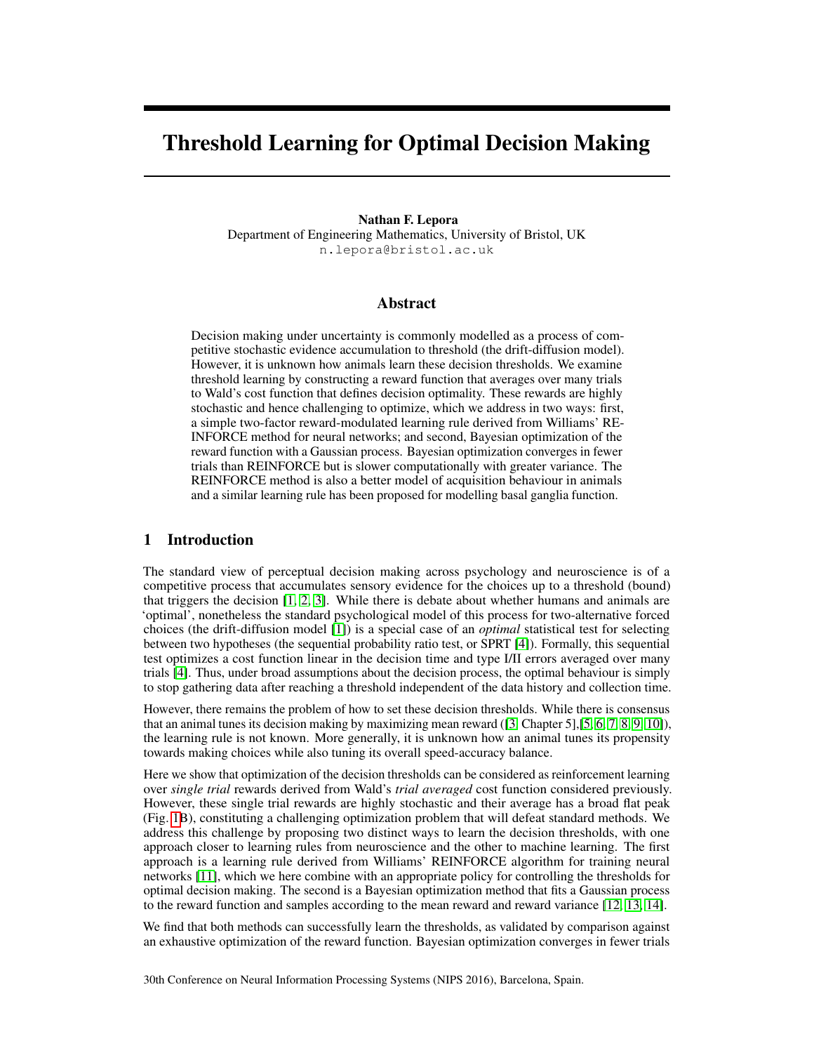# Threshold Learning for Optimal Decision Making

**Nathan F. Lepora**
Department of Engineering Mathematics, University of Bristol, UK
n.lepora@bristol.ac.uk

## Abstract

Decision making under uncertainty is commonly modelled as a process of competitive stochastic evidence accumulation to threshold (the drift-diffusion model). However, it is unknown how animals learn these decision thresholds. We examine threshold learning by constructing a reward function that averages over many trials to Wald's cost function that defines decision optimality. These rewards are highly stochastic and hence challenging to optimize, which we address in two ways: first, a simple two-factor reward-modulated learning rule derived from Williams' REINFORCE method for neural networks; and second, Bayesian optimization of the reward function with a Gaussian process. Bayesian optimization converges in fewer trials than REINFORCE but is slower computationally with greater variance. The REINFORCE method is also a better model of acquisition behaviour in animals and a similar learning rule has been proposed for modelling basal ganglia function.

## 1 Introduction

The standard view of perceptual decision making across psychology and neuroscience is of a competitive process that accumulates sensory evidence for the choices up to a threshold (bound) that triggers the decision [1, 2, 3]. While there is debate about whether humans and animals are 'optimal', nonetheless the standard psychological model of this process for two-alternative forced choices (the drift-diffusion model [1]) is a special case of an *optimal* statistical test for selecting between two hypotheses (the sequential probability ratio test, or SPRT [4]). Formally, this sequential test optimizes a cost function linear in the decision time and type I/II errors averaged over many trials [4]. Thus, under broad assumptions about the decision process, the optimal behaviour is simply to stop gathering data after reaching a threshold independent of the data history and collection time.

However, there remains the problem of how to set these decision thresholds. While there is consensus that an animal tunes its decision making by maximizing mean reward ([3, Chapter 5],[5, 6, 7, 8, 9, 10]), the learning rule is not known. More generally, it is unknown how an animal tunes its propensity towards making choices while also tuning its overall speed-accuracy balance.

Here we show that optimization of the decision thresholds can be considered as reinforcement learning over *single trial* rewards derived from Wald's *trial averaged* cost function considered previously. However, these single trial rewards are highly stochastic and their average has a broad flat peak (Fig. 1B), constituting a challenging optimization problem that will defeat standard methods. We address this challenge by proposing two distinct ways to learn the decision thresholds, with one approach closer to learning rules from neuroscience and the other to machine learning. The first approach is a learning rule derived from Williams' REINFORCE algorithm for training neural networks [11], which we here combine with an appropriate policy for controlling the thresholds for optimal decision making. The second is a Bayesian optimization method that fits a Gaussian process to the reward function and samples according to the mean reward and reward variance [12, 13, 14].

We find that both methods can successfully learn the thresholds, as validated by comparison against an exhaustive optimization of the reward function. Bayesian optimization converges in fewer trials

30th Conference on Neural Information Processing Systems (NIPS 2016), Barcelona, Spain.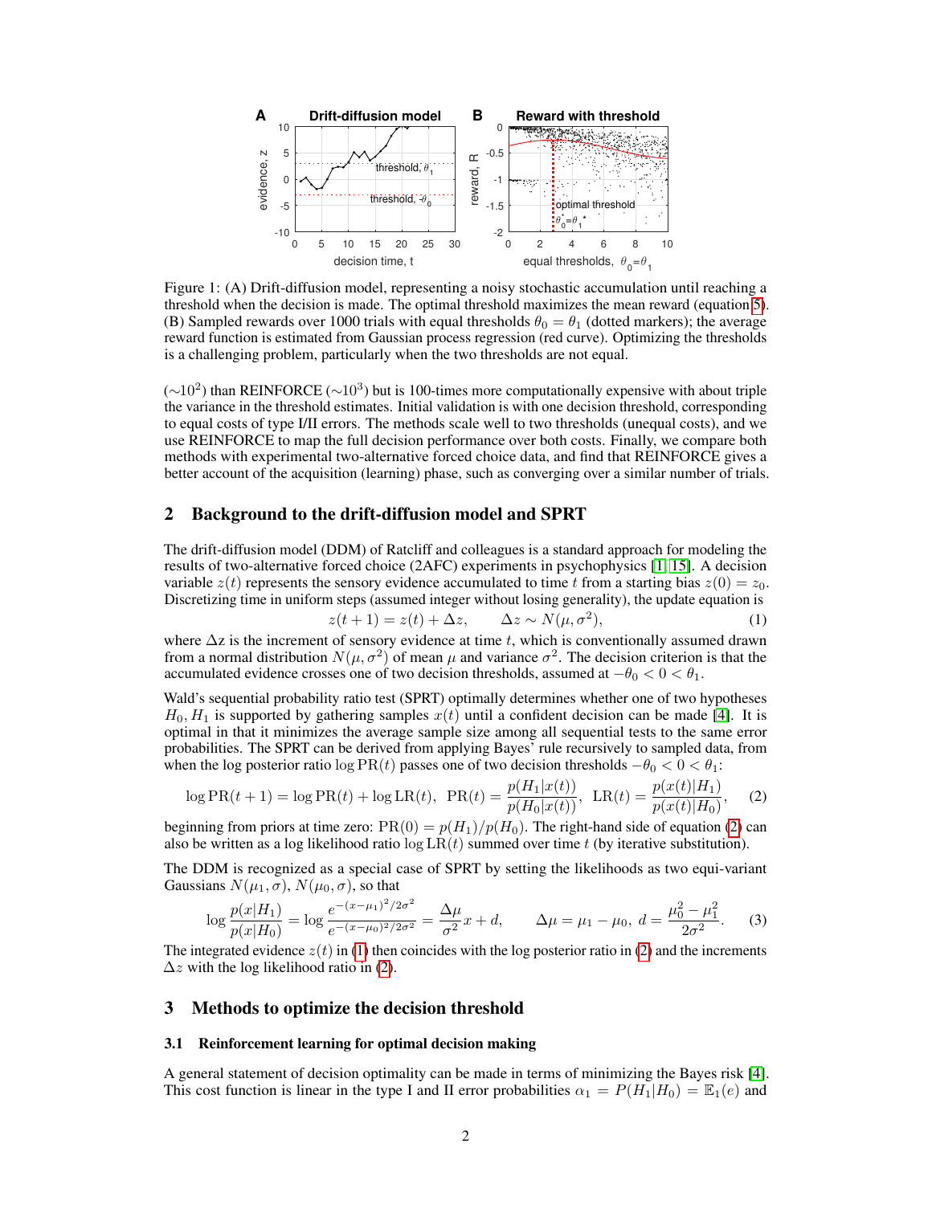A

Drift-diffusion model

evidence, z

10
5
0
-5
-10

0 5 10 15 20 25 30

decision time, t

threshold, $\theta_1$

threshold, $-\theta_0$

B

Reward with threshold

reward, R

0
-0.5
-1
-1.5
-2

0 2 4 6 8 10

equal thresholds, $\theta_0$=$\theta_1$

optimal threshold

$\theta_0^*$=$\theta_1^*$

Figure 1: (A) Drift-diffusion model, representing a noisy stochastic accumulation until reaching a threshold when the decision is made. The optimal threshold maximizes the mean reward (equation 5). (B) Sampled rewards over 1000 trials with equal thresholds $\theta_0 = \theta_1$ (dotted markers); the average reward function is estimated from Gaussian process regression (red curve). Optimizing the thresholds is a challenging problem, particularly when the two thresholds are not equal.

($\sim 10^2$) than REINFORCE ($\sim 10^3$) but is 100-times more computationally expensive with about triple the variance in the threshold estimates. Initial validation is with one decision threshold, corresponding to equal costs of type I/II errors. The methods scale well to two thresholds (unequal costs), and we use REINFORCE to map the full decision performance over both costs. Finally, we compare both methods with experimental two-alternative forced choice data, and find that REINFORCE gives a better account of the acquisition (learning) phase, such as converging over a similar number of trials.

## 2 Background to the drift-diffusion model and SPRT

The drift-diffusion model (DDM) of Ratcliff and colleagues is a standard approach for modeling the results of two-alternative forced choice (2AFC) experiments in psychophysics [1, 15]. A decision variable $z(t)$ represents the sensory evidence accumulated to time $t$ from a starting bias $z(0) = z_0$. Discretizing time in uniform steps (assumed integer without losing generality), the update equation is

$$z(t+1) = z(t) + \Delta z, \qquad \Delta z \sim N(\mu, \sigma^2), \tag{1}$$

where $\Delta$z is the increment of sensory evidence at time $t$, which is conventionally assumed drawn from a normal distribution $N(\mu, \sigma^2)$ of mean $\mu$ and variance $\sigma^2$. The decision criterion is that the accumulated evidence crosses one of two decision thresholds, assumed at $-\theta_0 < 0 < \theta_1$.

Wald's sequential probability ratio test (SPRT) optimally determines whether one of two hypotheses $H_0, H_1$ is supported by gathering samples $x(t)$ until a confident decision can be made [4]. It is optimal in that it minimizes the average sample size among all sequential tests to the same error probabilities. The SPRT can be derived from applying Bayes' rule recursively to sampled data, from when the log posterior ratio $\log \mathrm{PR}(t)$ passes one of two decision thresholds $-\theta_0 < 0 < \theta_1$:

$$\log \mathrm{PR}(t+1) = \log \mathrm{PR}(t) + \log \mathrm{LR}(t), \quad \mathrm{PR}(t) = \frac{p(H_1|x(t))}{p(H_0|x(t))}, \quad \mathrm{LR}(t) = \frac{p(x(t)|H_1)}{p(x(t)|H_0)}, \tag{2}$$

beginning from priors at time zero: $\mathrm{PR}(0) = p(H_1)/p(H_0)$. The right-hand side of equation (2) can also be written as a log likelihood ratio $\log \mathrm{LR}(t)$ summed over time $t$ (by iterative substitution).

The DDM is recognized as a special case of SPRT by setting the likelihoods as two equi-variant Gaussians $N(\mu_1, \sigma)$, $N(\mu_0, \sigma)$, so that

$$\log \frac{p(x|H_1)}{p(x|H_0)} = \log \frac{e^{-(x-\mu_1)^2/2\sigma^2}}{e^{-(x-\mu_0)^2/2\sigma^2}} = \frac{\Delta\mu}{\sigma^2} x + d, \qquad \Delta\mu = \mu_1 - \mu_0,\ d = \frac{\mu_0^2 - \mu_1^2}{2\sigma^2}. \tag{3}$$

The integrated evidence $z(t)$ in (1) then coincides with the log posterior ratio in (2) and the increments $\Delta z$ with the log likelihood ratio in (2).

## 3 Methods to optimize the decision threshold

### 3.1 Reinforcement learning for optimal decision making

A general statement of decision optimality can be made in terms of minimizing the Bayes risk [4]. This cost function is linear in the type I and II error probabilities $\alpha_1 = P(H_1|H_0) = \mathbb{E}_1(e)$ and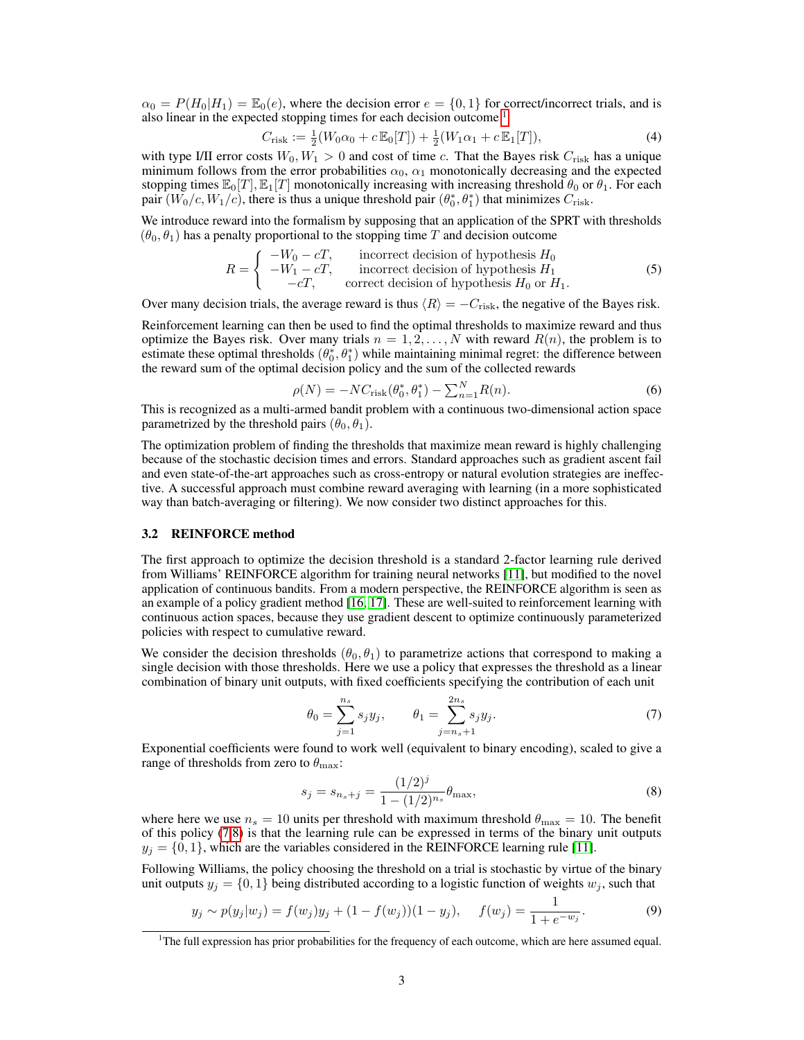$\alpha_0 = P(H_0|H_1) = \mathbb{E}_0(e)$, where the decision error $e = \{0, 1\}$ for correct/incorrect trials, and is also linear in the expected stopping times for each decision outcome[1]

$$C_{\rm risk} := \tfrac{1}{2}(W_0\alpha_0 + c\,\mathbb{E}_0[T]) + \tfrac{1}{2}(W_1\alpha_1 + c\,\mathbb{E}_1[T]), \tag{4}$$

with type I/II error costs $W_0, W_1 > 0$ and cost of time $c$. That the Bayes risk $C_{\rm risk}$ has a unique minimum follows from the error probabilities $\alpha_0$, $\alpha_1$ monotonically decreasing and the expected stopping times $\mathbb{E}_0[T], \mathbb{E}_1[T]$ monotonically increasing with increasing threshold $\theta_0$ or $\theta_1$. For each pair $(W_0/c, W_1/c)$, there is thus a unique threshold pair $(\theta_0^*, \theta_1^*)$ that minimizes $C_{\rm risk}$.

We introduce reward into the formalism by supposing that an application of the SPRT with thresholds $(\theta_0, \theta_1)$ has a penalty proportional to the stopping time $T$ and decision outcome

$$R = \left\{ \begin{array}{cl} -W_0 - cT, & \text{incorrect decision of hypothesis } H_0 \\ -W_1 - cT, & \text{incorrect decision of hypothesis } H_1 \\ -cT, & \text{correct decision of hypothesis } H_0 \text{ or } H_1. \end{array} \right. \tag{5}$$

Over many decision trials, the average reward is thus $\langle R \rangle = -C_{\rm risk}$, the negative of the Bayes risk.

Reinforcement learning can then be used to find the optimal thresholds to maximize reward and thus optimize the Bayes risk. Over many trials $n = 1, 2, \ldots, N$ with reward $R(n)$, the problem is to estimate these optimal thresholds $(\theta_0^*, \theta_1^*)$ while maintaining minimal regret: the difference between the reward sum of the optimal decision policy and the sum of the collected rewards

$$\rho(N) = -NC_{\rm risk}(\theta_0^*, \theta_1^*) - \textstyle\sum_{n=1}^{N} R(n). \tag{6}$$

This is recognized as a multi-armed bandit problem with a continuous two-dimensional action space parametrized by the threshold pairs $(\theta_0, \theta_1)$.

The optimization problem of finding the thresholds that maximize mean reward is highly challenging because of the stochastic decision times and errors. Standard approaches such as gradient ascent fail and even state-of-the-art approaches such as cross-entropy or natural evolution strategies are ineffective. A successful approach must combine reward averaging with learning (in a more sophisticated way than batch-averaging or filtering). We now consider two distinct approaches for this.

### 3.2 REINFORCE method

The first approach to optimize the decision threshold is a standard 2-factor learning rule derived from Williams' REINFORCE algorithm for training neural networks [11], but modified to the novel application of continuous bandits. From a modern perspective, the REINFORCE algorithm is seen as an example of a policy gradient method [16, 17]. These are well-suited to reinforcement learning with continuous action spaces, because they use gradient descent to optimize continuously parameterized policies with respect to cumulative reward.

We consider the decision thresholds $(\theta_0, \theta_1)$ to parametrize actions that correspond to making a single decision with those thresholds. Here we use a policy that expresses the threshold as a linear combination of binary unit outputs, with fixed coefficients specifying the contribution of each unit

$$\theta_0 = \sum_{j=1}^{n_s} s_j y_j, \qquad \theta_1 = \sum_{j=n_s+1}^{2n_s} s_j y_j. \tag{7}$$

Exponential coefficients were found to work well (equivalent to binary encoding), scaled to give a range of thresholds from zero to $\theta_{\max}$:

$$s_j = s_{n_s+j} = \frac{(1/2)^j}{1 - (1/2)^{n_s}}\theta_{\max}, \tag{8}$$

where here we use $n_s = 10$ units per threshold with maximum threshold $\theta_{\max} = 10$. The benefit of this policy (7,8) is that the learning rule can be expressed in terms of the binary unit outputs $y_j = \{0, 1\}$, which are the variables considered in the REINFORCE learning rule [11].

Following Williams, the policy choosing the threshold on a trial is stochastic by virtue of the binary unit outputs $y_j = \{0, 1\}$ being distributed according to a logistic function of weights $w_j$, such that

$$y_j \sim p(y_j|w_j) = f(w_j)y_j + (1 - f(w_j))(1 - y_j), \qquad f(w_j) = \frac{1}{1 + e^{-w_j}}. \tag{9}$$

[1] The full expression has prior probabilities for the frequency of each outcome, which are here assumed equal.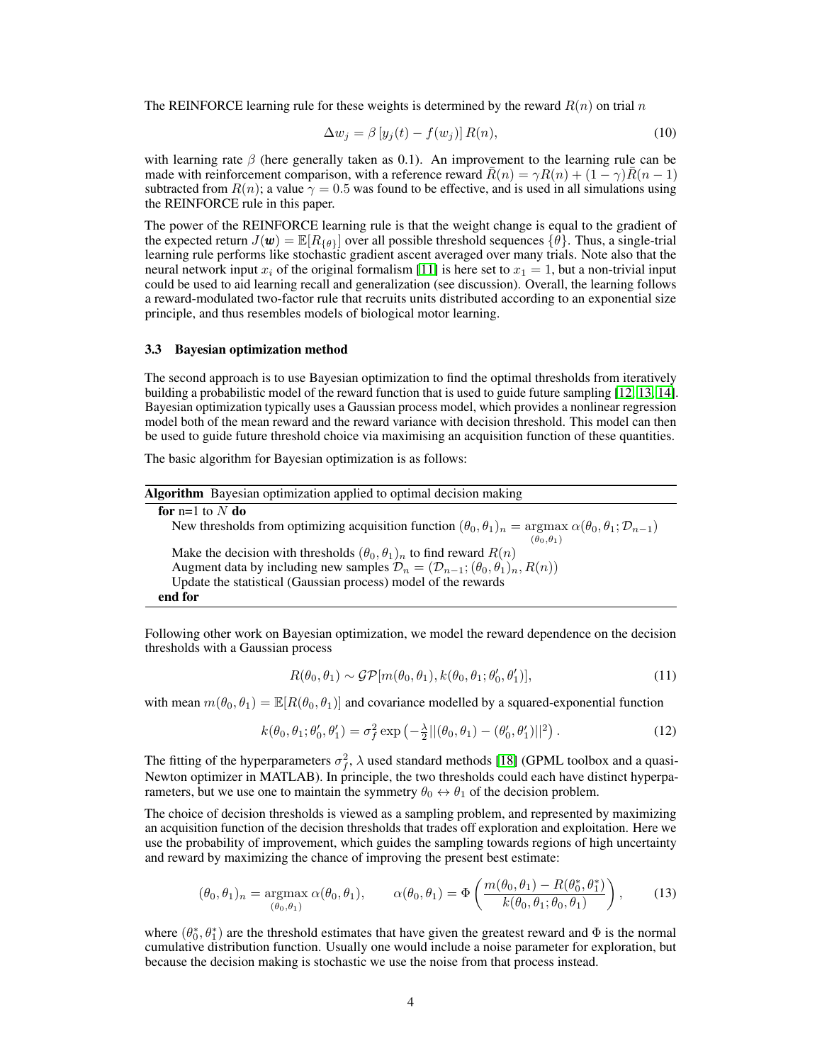The REINFORCE learning rule for these weights is determined by the reward $R(n)$ on trial $n$

$$\Delta w_j = \beta \left[ y_j(t) - f(w_j) \right] R(n), \tag{10}$$

with learning rate $\beta$ (here generally taken as 0.1). An improvement to the learning rule can be made with reinforcement comparison, with a reference reward $\bar{R}(n) = \gamma R(n) + (1-\gamma)\bar{R}(n-1)$ subtracted from $R(n)$; a value $\gamma = 0.5$ was found to be effective, and is used in all simulations using the REINFORCE rule in this paper.

The power of the REINFORCE learning rule is that the weight change is equal to the gradient of the expected return $J(\boldsymbol{w}) = \mathbb{E}[R_{\{\theta\}}]$ over all possible threshold sequences $\{\theta\}$. Thus, a single-trial learning rule performs like stochastic gradient ascent averaged over many trials. Note also that the neural network input $x_i$ of the original formalism [11] is here set to $x_1 = 1$, but a non-trivial input could be used to aid learning recall and generalization (see discussion). Overall, the learning follows a reward-modulated two-factor rule that recruits units distributed according to an exponential size principle, and thus resembles models of biological motor learning.

### 3.3 Bayesian optimization method

The second approach is to use Bayesian optimization to find the optimal thresholds from iteratively building a probabilistic model of the reward function that is used to guide future sampling [12, 13, 14]. Bayesian optimization typically uses a Gaussian process model, which provides a nonlinear regression model both of the mean reward and the reward variance with decision threshold. This model can then be used to guide future threshold choice via maximising an acquisition function of these quantities.

The basic algorithm for Bayesian optimization is as follows:

**Algorithm** Bayesian optimization applied to optimal decision making

**for** n=1 to $N$ **do**
  New thresholds from optimizing acquisition function $(\theta_0, \theta_1)_n = \underset{(\theta_0,\theta_1)}{\operatorname{argmax}}\, \alpha(\theta_0, \theta_1; \mathcal{D}_{n-1})$
  Make the decision with thresholds $(\theta_0, \theta_1)_n$ to find reward $R(n)$
  Augment data by including new samples $\mathcal{D}_n = (\mathcal{D}_{n-1}; (\theta_0, \theta_1)_n, R(n))$
  Update the statistical (Gaussian process) model of the rewards
**end for**

Following other work on Bayesian optimization, we model the reward dependence on the decision thresholds with a Gaussian process

$$R(\theta_0, \theta_1) \sim \mathcal{GP}[m(\theta_0, \theta_1), k(\theta_0, \theta_1; \theta_0', \theta_1')], \tag{11}$$

with mean $m(\theta_0, \theta_1) = \mathbb{E}[R(\theta_0, \theta_1)]$ and covariance modelled by a squared-exponential function

$$k(\theta_0, \theta_1; \theta_0', \theta_1') = \sigma_f^2 \exp\left(-\tfrac{\lambda}{2} ||(\theta_0, \theta_1) - (\theta_0', \theta_1')||^2\right). \tag{12}$$

The fitting of the hyperparameters $\sigma_f^2$, $\lambda$ used standard methods [18] (GPML toolbox and a quasi-Newton optimizer in MATLAB). In principle, the two thresholds could each have distinct hyperparameters, but we use one to maintain the symmetry $\theta_0 \leftrightarrow \theta_1$ of the decision problem.

The choice of decision thresholds is viewed as a sampling problem, and represented by maximizing an acquisition function of the decision thresholds that trades off exploration and exploitation. Here we use the probability of improvement, which guides the sampling towards regions of high uncertainty and reward by maximizing the chance of improving the present best estimate:

$$(\theta_0, \theta_1)_n = \underset{(\theta_0,\theta_1)}{\operatorname{argmax}}\, \alpha(\theta_0, \theta_1), \qquad \alpha(\theta_0, \theta_1) = \Phi\left(\frac{m(\theta_0, \theta_1) - R(\theta_0^*, \theta_1^*)}{k(\theta_0, \theta_1; \theta_0, \theta_1)}\right), \tag{13}$$

where $(\theta_0^*, \theta_1^*)$ are the threshold estimates that have given the greatest reward and $\Phi$ is the normal cumulative distribution function. Usually one would include a noise parameter for exploration, but because the decision making is stochastic we use the noise from that process instead.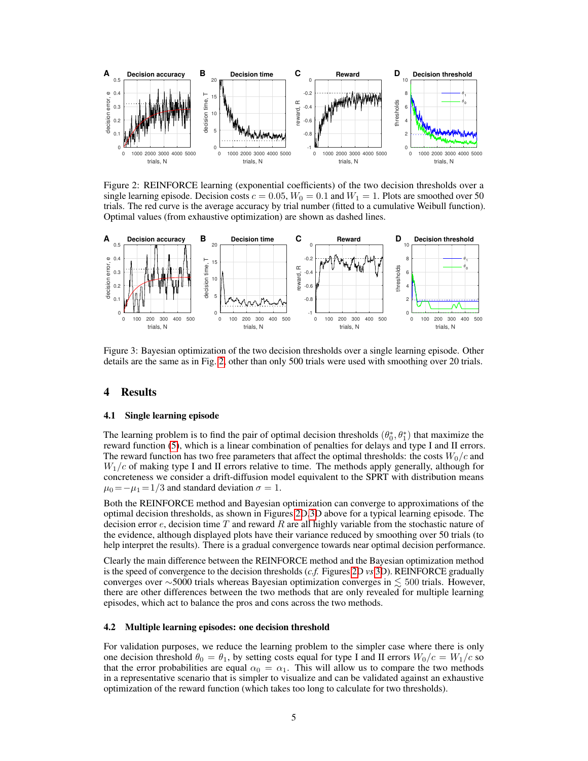A Decision accuracy

0.5
0.4
0.3
0.2
0.1
0

decision error, e

0 1000 2000 3000 4000 5000

trials, N

B Decision time

20
15
10
5
0

decision time, T

0 1000 2000 3000 4000 5000

trials, N

C Reward

0
-0.2
-0.4
-0.6
-0.8
-1

reward, R

0 1000 2000 3000 4000 5000

trials, N

D Decision threshold

10
8
6
4
2
0

thresholds

$\theta_1$
$\theta_0$

0 1000 2000 3000 4000 5000

trials, N

Figure 2: REINFORCE learning (exponential coefficients) of the two decision thresholds over a single learning episode. Decision costs $c = 0.05$, $W_0 = 0.1$ and $W_1 = 1$. Plots are smoothed over 50 trials. The red curve is the average accuracy by trial number (fitted to a cumulative Weibull function). Optimal values (from exhaustive optimization) are shown as dashed lines.

A Decision accuracy

0.5
0.4
0.3
0.2
0.1
0

decision error, e

0 100 200 300 400 500

trials, N

B Decision time

20
15
10
5
0

decision time, T

0 100 200 300 400 500

trials, N

C Reward

0
-0.2
-0.4
-0.6
-0.8
-1

reward, R

0 100 200 300 400 500

trials, N

D Decision threshold

10
8
6
4
2
0

thresholds

$\theta_1$
$\theta_0$

0 100 200 300 400 500

trials, N

Figure 3: Bayesian optimization of the two decision thresholds over a single learning episode. Other details are the same as in Fig. 2, other than only 500 trials were used with smoothing over 20 trials.

# 4 Results

## 4.1 Single learning episode

The learning problem is to find the pair of optimal decision thresholds $(\theta_0^*, \theta_1^*)$ that maximize the reward function (5), which is a linear combination of penalties for delays and type I and II errors. The reward function has two free parameters that affect the optimal thresholds: the costs $W_0/c$ and $W_1/c$ of making type I and II errors relative to time. The methods apply generally, although for concreteness we consider a drift-diffusion model equivalent to the SPRT with distribution means $\mu_0 = -\mu_1 = 1/3$ and standard deviation $\sigma = 1$.

Both the REINFORCE method and Bayesian optimization can converge to approximations of the optimal decision thresholds, as shown in Figures 2D,3D above for a typical learning episode. The decision error $e$, decision time $T$ and reward $R$ are all highly variable from the stochastic nature of the evidence, although displayed plots have their variance reduced by smoothing over 50 trials (to help interpret the results). There is a gradual convergence towards near optimal decision performance.

Clearly the main difference between the REINFORCE method and the Bayesian optimization method is the speed of convergence to the decision thresholds (*c.f.* Figures 2D *vs* 3D). REINFORCE gradually converges over $\sim$5000 trials whereas Bayesian optimization converges in $\lesssim 500$ trials. However, there are other differences between the two methods that are only revealed for multiple learning episodes, which act to balance the pros and cons across the two methods.

## 4.2 Multiple learning episodes: one decision threshold

For validation purposes, we reduce the learning problem to the simpler case where there is only one decision threshold $\theta_0 = \theta_1$, by setting costs equal for type I and II errors $W_0/c = W_1/c$ so that the error probabilities are equal $\alpha_0 = \alpha_1$. This will allow us to compare the two methods in a representative scenario that is simpler to visualize and can be validated against an exhaustive optimization of the reward function (which takes too long to calculate for two thresholds).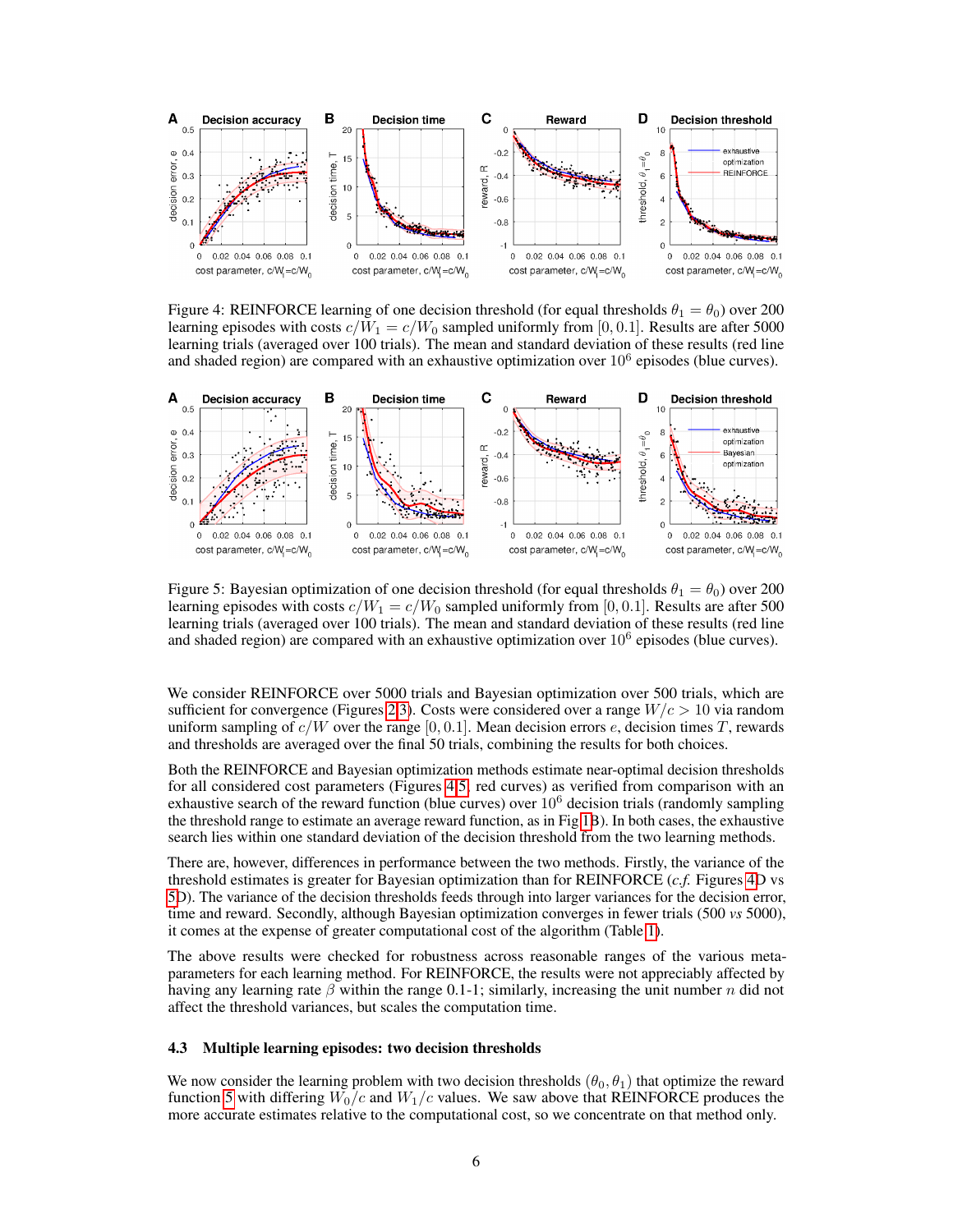A Decision accuracy
0.5
0.4
0.3
0.2
0.1
0
decision error, e
0 0.02 0.04 0.06 0.08 0.1
cost parameter, $c/W_1=c/W_0$

B Decision time
20
15
10
5
0
decision time, T
0 0.02 0.04 0.06 0.08 0.1
cost parameter, $c/W_1=c/W_0$

C Reward
0
-0.2
-0.4
-0.6
-0.8
-1
reward, R
0 0.02 0.04 0.06 0.08 0.1
cost parameter, $c/W_1=c/W_0$

D Decision threshold
10
8
6
4
2
0
threshold, $\theta_1=\theta_0$
exhaustive optimization
REINFORCE
0 0.02 0.04 0.06 0.08 0.1
cost parameter, $c/W_1=c/W_0$

Figure 4: REINFORCE learning of one decision threshold (for equal thresholds $\theta_1 = \theta_0$) over 200 learning episodes with costs $c/W_1 = c/W_0$ sampled uniformly from $[0, 0.1]$. Results are after 5000 learning trials (averaged over 100 trials). The mean and standard deviation of these results (red line and shaded region) are compared with an exhaustive optimization over $10^6$ episodes (blue curves).

A Decision accuracy
0.5
0.4
0.3
0.2
0.1
0
decision error, e
0 0.02 0.04 0.06 0.08 0.1
cost parameter, $c/W_1=c/W_0$

B Decision time
20
15
10
5
0
decision time, T
0 0.02 0.04 0.06 0.08 0.1
cost parameter, $c/W_1=c/W_0$

C Reward
0
-0.2
-0.4
-0.6
-0.8
-1
reward, R
0 0.02 0.04 0.06 0.08 0.1
cost parameter, $c/W_1=c/W_0$

D Decision threshold
10
8
6
4
2
0
threshold, $\theta_1=\theta_0$
exhaustive optimization
Bayesian optimization
0 0.02 0.04 0.06 0.08 0.1
cost parameter, $c/W_1=c/W_0$

Figure 5: Bayesian optimization of one decision threshold (for equal thresholds $\theta_1 = \theta_0$) over 200 learning episodes with costs $c/W_1 = c/W_0$ sampled uniformly from $[0, 0.1]$. Results are after 500 learning trials (averaged over 100 trials). The mean and standard deviation of these results (red line and shaded region) are compared with an exhaustive optimization over $10^6$ episodes (blue curves).

We consider REINFORCE over 5000 trials and Bayesian optimization over 500 trials, which are sufficient for convergence (Figures 2,3). Costs were considered over a range $W/c > 10$ via random uniform sampling of $c/W$ over the range $[0, 0.1]$. Mean decision errors $e$, decision times $T$, rewards and thresholds are averaged over the final 50 trials, combining the results for both choices.

Both the REINFORCE and Bayesian optimization methods estimate near-optimal decision thresholds for all considered cost parameters (Figures 4,5; red curves) as verified from comparison with an exhaustive search of the reward function (blue curves) over $10^6$ decision trials (randomly sampling the threshold range to estimate an average reward function, as in Fig 1B). In both cases, the exhaustive search lies within one standard deviation of the decision threshold from the two learning methods.

There are, however, differences in performance between the two methods. Firstly, the variance of the threshold estimates is greater for Bayesian optimization than for REINFORCE (*c.f.* Figures 4D vs 5D). The variance of the decision thresholds feeds through into larger variances for the decision error, time and reward. Secondly, although Bayesian optimization converges in fewer trials (500 *vs* 5000), it comes at the expense of greater computational cost of the algorithm (Table 1).

The above results were checked for robustness across reasonable ranges of the various meta-parameters for each learning method. For REINFORCE, the results were not appreciably affected by having any learning rate $\beta$ within the range 0.1-1; similarly, increasing the unit number $n$ did not affect the threshold variances, but scales the computation time.

### 4.3 Multiple learning episodes: two decision thresholds

We now consider the learning problem with two decision thresholds $(\theta_0, \theta_1)$ that optimize the reward function 5 with differing $W_0/c$ and $W_1/c$ values. We saw above that REINFORCE produces the more accurate estimates relative to the computational cost, so we concentrate on that method only.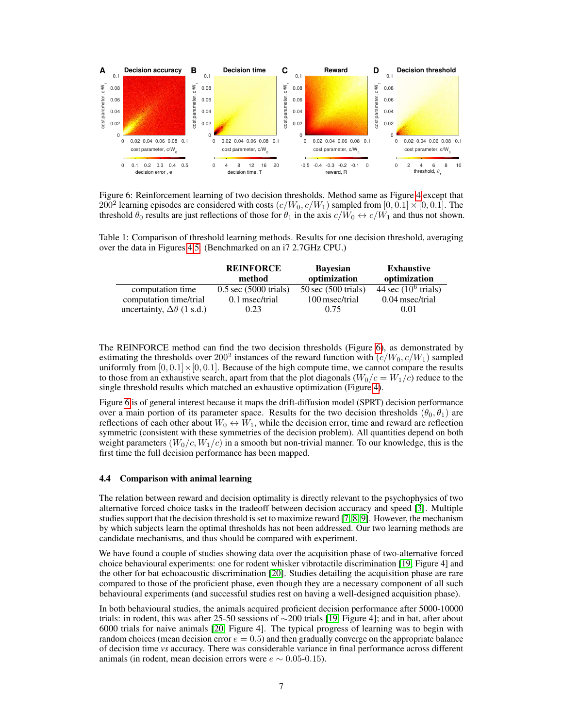A

Decision accuracy

0.1
0.08
0.06
0.04
0.02
0

cost parameter, c/W1

0 0.02 0.04 0.06 0.08 0.1

cost parameter, c/W0

0 0.1 0.2 0.3 0.4 0.5

decision error , e

B

Decision time

0.1
0.08
0.06
0.04
0.02
0

cost parameter, c/W1

0 0.02 0.04 0.06 0.08 0.1

cost parameter, c/W0

0 4 8 12 16 20

decision time, T

C

Reward

0.1
0.08
0.06
0.04
0.02
0

cost parameter, c/W1

0 0.02 0.04 0.06 0.08 0.1

cost parameter, c/W0

-0.5 -0.4 -0.3 -0.2 -0.1 0

reward, R

D

Decision threshold

0.1
0.08
0.06
0.04
0.02
0

cost parameter, c/W1

0 0.02 0.04 0.06 0.08 0.1

cost parameter, c/W0

0 2 4 6 8 10

threshold, θ1

Figure 6: Reinforcement learning of two decision thresholds. Method same as Figure 4 except that $200^2$ learning episodes are considered with costs $(c/W_0, c/W_1)$ sampled from $[0, 0.1] \times [0, 0.1]$. The threshold $\theta_0$ results are just reflections of those for $\theta_1$ in the axis $c/W_0 \leftrightarrow c/W_1$ and thus not shown.

Table 1: Comparison of threshold learning methods. Results for one decision threshold, averaging over the data in Figures 4,5. (Benchmarked on an i7 2.7GHz CPU.)

| | **REINFORCE method** | **Bayesian optimization** | **Exhaustive optimization** |
|---|---|---|---|
| computation time | 0.5 sec (5000 trials) | 50 sec (500 trials) | 44 sec ($10^6$ trials) |
| computation time/trial | 0.1 msec/trial | 100 msec/trial | 0.04 msec/trial |
| uncertainty, $\Delta\theta$ (1 s.d.) | 0.23 | 0.75 | 0.01 |

The REINFORCE method can find the two decision thresholds (Figure 6), as demonstrated by estimating the thresholds over $200^2$ instances of the reward function with $(c/W_0, c/W_1)$ sampled uniformly from $[0, 0.1] \times [0, 0.1]$. Because of the high compute time, we cannot compare the results to those from an exhaustive search, apart from that the plot diagonals ($W_0/c = W_1/c$) reduce to the single threshold results which matched an exhaustive optimization (Figure 4).

Figure 6 is of general interest because it maps the drift-diffusion model (SPRT) decision performance over a main portion of its parameter space. Results for the two decision thresholds $(\theta_0, \theta_1)$ are reflections of each other about $W_0 \leftrightarrow W_1$, while the decision error, time and reward are reflection symmetric (consistent with these symmetries of the decision problem). All quantities depend on both weight parameters $(W_0/c, W_1/c)$ in a smooth but non-trivial manner. To our knowledge, this is the first time the full decision performance has been mapped.

### 4.4 Comparison with animal learning

The relation between reward and decision optimality is directly relevant to the psychophysics of two alternative forced choice tasks in the tradeoff between decision accuracy and speed [3]. Multiple studies support that the decision threshold is set to maximize reward [7, 8, 9]. However, the mechanism by which subjects learn the optimal thresholds has not been addressed. Our two learning methods are candidate mechanisms, and thus should be compared with experiment.

We have found a couple of studies showing data over the acquisition phase of two-alternative forced choice behavioural experiments: one for rodent whisker vibrotactile discrimination [19, Figure 4] and the other for bat echoacoustic discrimination [20]. Studies detailing the acquisition phase are rare compared to those of the proficient phase, even though they are a necessary component of all such behavioural experiments (and successful studies rest on having a well-designed acquisition phase).

In both behavioural studies, the animals acquired proficient decision performance after 5000-10000 trials: in rodent, this was after 25-50 sessions of $\sim$200 trials [19, Figure 4]; and in bat, after about 6000 trials for naive animals [20, Figure 4]. The typical progress of learning was to begin with random choices (mean decision error $e = 0.5$) and then gradually converge on the appropriate balance of decision time *vs* accuracy. There was considerable variance in final performance across different animals (in rodent, mean decision errors were $e \sim 0.05$-$0.15$).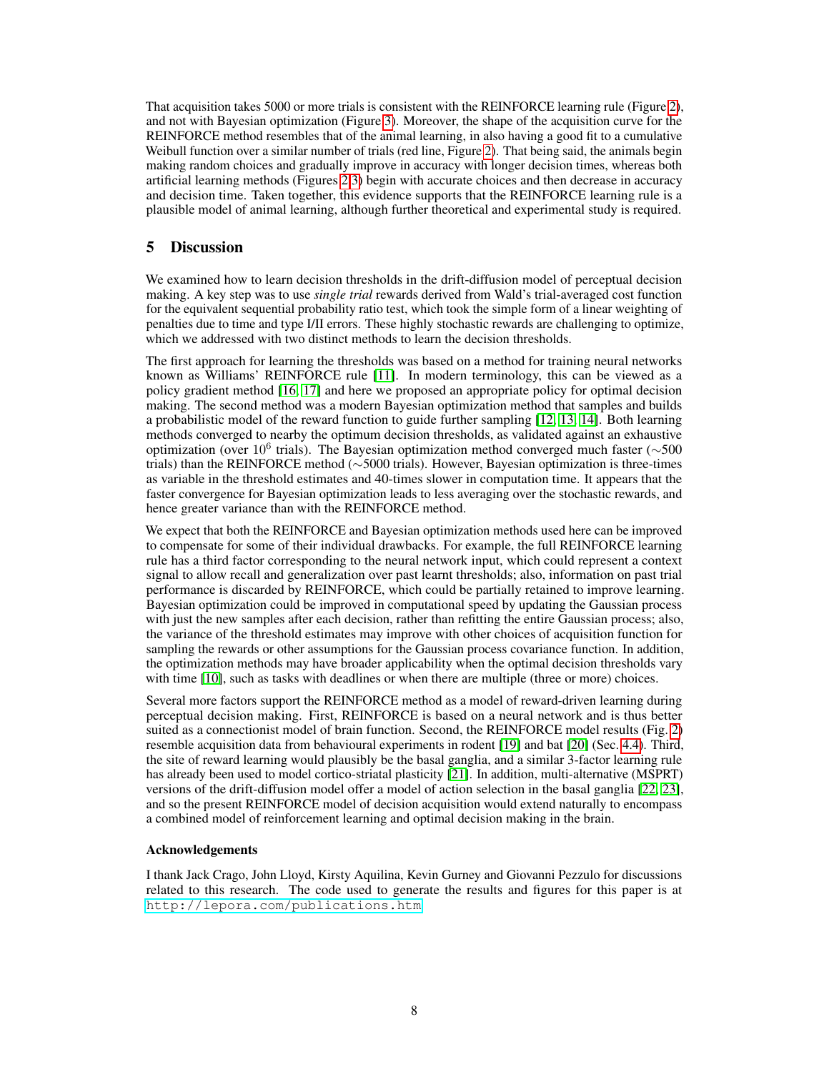That acquisition takes 5000 or more trials is consistent with the REINFORCE learning rule (Figure 2), and not with Bayesian optimization (Figure 3). Moreover, the shape of the acquisition curve for the REINFORCE method resembles that of the animal learning, in also having a good fit to a cumulative Weibull function over a similar number of trials (red line, Figure 2). That being said, the animals begin making random choices and gradually improve in accuracy with longer decision times, whereas both artificial learning methods (Figures 2,3) begin with accurate choices and then decrease in accuracy and decision time. Taken together, this evidence supports that the REINFORCE learning rule is a plausible model of animal learning, although further theoretical and experimental study is required.

## 5 Discussion

We examined how to learn decision thresholds in the drift-diffusion model of perceptual decision making. A key step was to use *single trial* rewards derived from Wald's trial-averaged cost function for the equivalent sequential probability ratio test, which took the simple form of a linear weighting of penalties due to time and type I/II errors. These highly stochastic rewards are challenging to optimize, which we addressed with two distinct methods to learn the decision thresholds.

The first approach for learning the thresholds was based on a method for training neural networks known as Williams' REINFORCE rule [11]. In modern terminology, this can be viewed as a policy gradient method [16, 17] and here we proposed an appropriate policy for optimal decision making. The second method was a modern Bayesian optimization method that samples and builds a probabilistic model of the reward function to guide further sampling [12, 13, 14]. Both learning methods converged to nearby the optimum decision thresholds, as validated against an exhaustive optimization (over $10^6$ trials). The Bayesian optimization method converged much faster ($\sim$500 trials) than the REINFORCE method ($\sim$5000 trials). However, Bayesian optimization is three-times as variable in the threshold estimates and 40-times slower in computation time. It appears that the faster convergence for Bayesian optimization leads to less averaging over the stochastic rewards, and hence greater variance than with the REINFORCE method.

We expect that both the REINFORCE and Bayesian optimization methods used here can be improved to compensate for some of their individual drawbacks. For example, the full REINFORCE learning rule has a third factor corresponding to the neural network input, which could represent a context signal to allow recall and generalization over past learnt thresholds; also, information on past trial performance is discarded by REINFORCE, which could be partially retained to improve learning. Bayesian optimization could be improved in computational speed by updating the Gaussian process with just the new samples after each decision, rather than refitting the entire Gaussian process; also, the variance of the threshold estimates may improve with other choices of acquisition function for sampling the rewards or other assumptions for the Gaussian process covariance function. In addition, the optimization methods may have broader applicability when the optimal decision thresholds vary with time [10], such as tasks with deadlines or when there are multiple (three or more) choices.

Several more factors support the REINFORCE method as a model of reward-driven learning during perceptual decision making. First, REINFORCE is based on a neural network and is thus better suited as a connectionist model of brain function. Second, the REINFORCE model results (Fig. 2) resemble acquisition data from behavioural experiments in rodent [19] and bat [20] (Sec. 4.4). Third, the site of reward learning would plausibly be the basal ganglia, and a similar 3-factor learning rule has already been used to model cortico-striatal plasticity [21]. In addition, multi-alternative (MSPRT) versions of the drift-diffusion model offer a model of action selection in the basal ganglia [22, 23], and so the present REINFORCE model of decision acquisition would extend naturally to encompass a combined model of reinforcement learning and optimal decision making in the brain.

#### Acknowledgements

I thank Jack Crago, John Lloyd, Kirsty Aquilina, Kevin Gurney and Giovanni Pezzulo for discussions related to this research. The code used to generate the results and figures for this paper is at http://lepora.com/publications.htm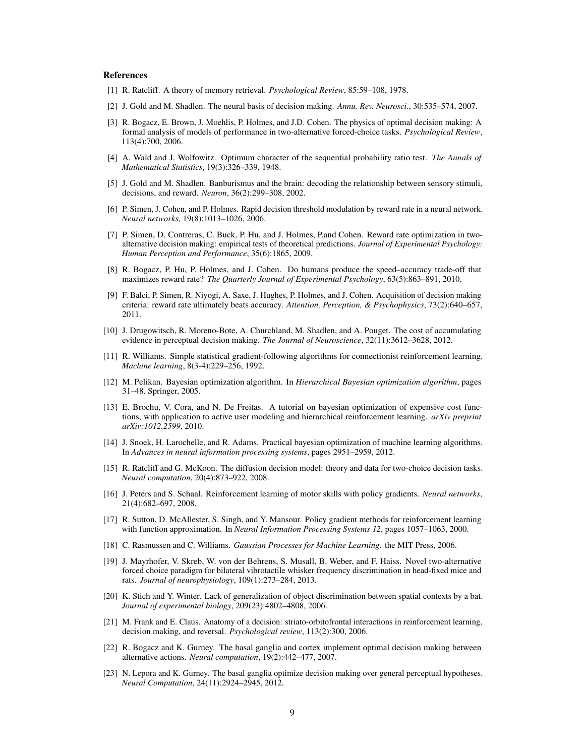### References

[1] R. Ratcliff. A theory of memory retrieval. *Psychological Review*, 85:59–108, 1978.

[2] J. Gold and M. Shadlen. The neural basis of decision making. *Annu. Rev. Neurosci.*, 30:535–574, 2007.

[3] R. Bogacz, E. Brown, J. Moehlis, P. Holmes, and J.D. Cohen. The physics of optimal decision making: A formal analysis of models of performance in two-alternative forced-choice tasks. *Psychological Review*, 113(4):700, 2006.

[4] A. Wald and J. Wolfowitz. Optimum character of the sequential probability ratio test. *The Annals of Mathematical Statistics*, 19(3):326–339, 1948.

[5] J. Gold and M. Shadlen. Banburismus and the brain: decoding the relationship between sensory stimuli, decisions, and reward. *Neuron*, 36(2):299–308, 2002.

[6] P. Simen, J. Cohen, and P. Holmes. Rapid decision threshold modulation by reward rate in a neural network. *Neural networks*, 19(8):1013–1026, 2006.

[7] P. Simen, D. Contreras, C. Buck, P. Hu, and J. Holmes, P.and Cohen. Reward rate optimization in two-alternative decision making: empirical tests of theoretical predictions. *Journal of Experimental Psychology: Human Perception and Performance*, 35(6):1865, 2009.

[8] R. Bogacz, P. Hu, P. Holmes, and J. Cohen. Do humans produce the speed–accuracy trade-off that maximizes reward rate? *The Quarterly Journal of Experimental Psychology*, 63(5):863–891, 2010.

[9] F. Balci, P. Simen, R. Niyogi, A. Saxe, J. Hughes, P. Holmes, and J. Cohen. Acquisition of decision making criteria: reward rate ultimately beats accuracy. *Attention, Perception, & Psychophysics*, 73(2):640–657, 2011.

[10] J. Drugowitsch, R. Moreno-Bote, A. Churchland, M. Shadlen, and A. Pouget. The cost of accumulating evidence in perceptual decision making. *The Journal of Neuroscience*, 32(11):3612–3628, 2012.

[11] R. Williams. Simple statistical gradient-following algorithms for connectionist reinforcement learning. *Machine learning*, 8(3-4):229–256, 1992.

[12] M. Pelikan. Bayesian optimization algorithm. In *Hierarchical Bayesian optimization algorithm*, pages 31–48. Springer, 2005.

[13] E. Brochu, V. Cora, and N. De Freitas. A tutorial on bayesian optimization of expensive cost functions, with application to active user modeling and hierarchical reinforcement learning. *arXiv preprint arXiv:1012.2599*, 2010.

[14] J. Snoek, H. Larochelle, and R. Adams. Practical bayesian optimization of machine learning algorithms. In *Advances in neural information processing systems*, pages 2951–2959, 2012.

[15] R. Ratcliff and G. McKoon. The diffusion decision model: theory and data for two-choice decision tasks. *Neural computation*, 20(4):873–922, 2008.

[16] J. Peters and S. Schaal. Reinforcement learning of motor skills with policy gradients. *Neural networks*, 21(4):682–697, 2008.

[17] R. Sutton, D. McAllester, S. Singh, and Y. Mansour. Policy gradient methods for reinforcement learning with function approximation. In *Neural Information Processing Systems 12*, pages 1057–1063, 2000.

[18] C. Rasmussen and C. Williams. *Gaussian Processes for Machine Learning*. the MIT Press, 2006.

[19] J. Mayrhofer, V. Skreb, W. von der Behrens, S. Musall, B. Weber, and F. Haiss. Novel two-alternative forced choice paradigm for bilateral vibrotactile whisker frequency discrimination in head-fixed mice and rats. *Journal of neurophysiology*, 109(1):273–284, 2013.

[20] K. Stich and Y. Winter. Lack of generalization of object discrimination between spatial contexts by a bat. *Journal of experimental biology*, 209(23):4802–4808, 2006.

[21] M. Frank and E. Claus. Anatomy of a decision: striato-orbitofrontal interactions in reinforcement learning, decision making, and reversal. *Psychological review*, 113(2):300, 2006.

[22] R. Bogacz and K. Gurney. The basal ganglia and cortex implement optimal decision making between alternative actions. *Neural computation*, 19(2):442–477, 2007.

[23] N. Lepora and K. Gurney. The basal ganglia optimize decision making over general perceptual hypotheses. *Neural Computation*, 24(11):2924–2945, 2012.